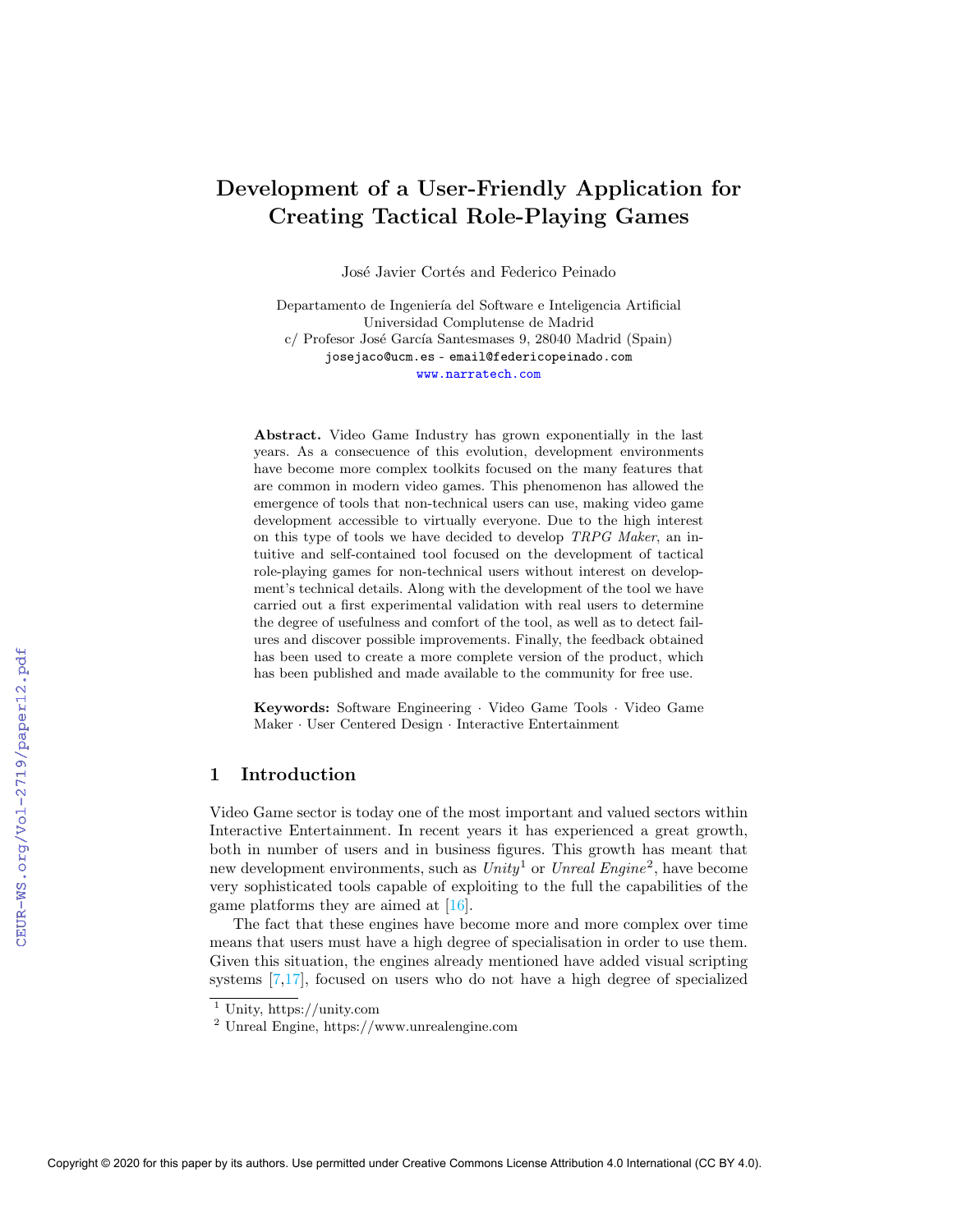# Development of a User-Friendly Application for Creating Tactical Role-Playing Games

José Javier Cortés and Federico Peinado

Departamento de Ingeniería del Software e Inteligencia Artificial
Universidad Complutense de Madrid
c/ Profesor José García Santesmases 9, 28040 Madrid (Spain)
josejaco@ucm.es - email@federicopeinado.com
www.narratech.com

**Abstract.** Video Game Industry has grown exponentially in the last years. As a consecuence of this evolution, development environments have become more complex toolkits focused on the many features that are common in modern video games. This phenomenon has allowed the emergence of tools that non-technical users can use, making video game development accessible to virtually everyone. Due to the high interest on this type of tools we have decided to develop *TRPG Maker*, an intuitive and self-contained tool focused on the development of tactical role-playing games for non-technical users without interest on development's technical details. Along with the development of the tool we have carried out a first experimental validation with real users to determine the degree of usefulness and comfort of the tool, as well as to detect failures and discover possible improvements. Finally, the feedback obtained has been used to create a more complete version of the product, which has been published and made available to the community for free use.

**Keywords:** Software Engineering · Video Game Tools · Video Game Maker · User Centered Design · Interactive Entertainment

## 1 Introduction

Video Game sector is today one of the most important and valued sectors within Interactive Entertainment. In recent years it has experienced a great growth, both in number of users and in business figures. This growth has meant that new development environments, such as *Unity*[1] or *Unreal Engine*[2], have become very sophisticated tools capable of exploiting to the full the capabilities of the game platforms they are aimed at [16].

The fact that these engines have become more and more complex over time means that users must have a high degree of specialisation in order to use them. Given this situation, the engines already mentioned have added visual scripting systems [7,17], focused on users who do not have a high degree of specialized

[1] Unity, https://unity.com
[2] Unreal Engine, https://www.unrealengine.com

Copyright © 2020 for this paper by its authors. Use permitted under Creative Commons License Attribution 4.0 International (CC BY 4.0).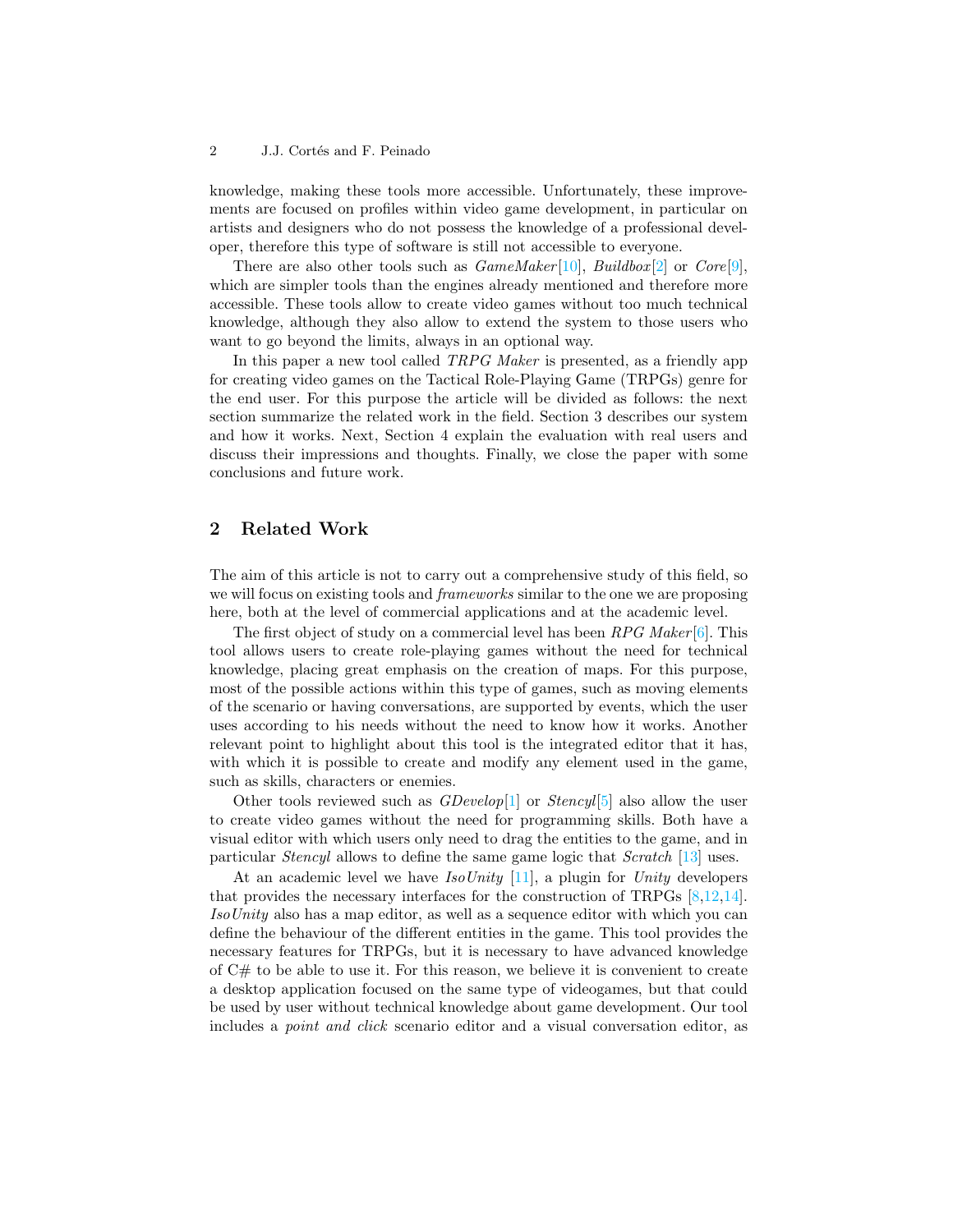knowledge, making these tools more accessible. Unfortunately, these improvements are focused on profiles within video game development, in particular on artists and designers who do not possess the knowledge of a professional developer, therefore this type of software is still not accessible to everyone.

There are also other tools such as *GameMaker*[10], *Buildbox*[2] or *Core*[9], which are simpler tools than the engines already mentioned and therefore more accessible. These tools allow to create video games without too much technical knowledge, although they also allow to extend the system to those users who want to go beyond the limits, always in an optional way.

In this paper a new tool called *TRPG Maker* is presented, as a friendly app for creating video games on the Tactical Role-Playing Game (TRPGs) genre for the end user. For this purpose the article will be divided as follows: the next section summarize the related work in the field. Section 3 describes our system and how it works. Next, Section 4 explain the evaluation with real users and discuss their impressions and thoughts. Finally, we close the paper with some conclusions and future work.

## 2 Related Work

The aim of this article is not to carry out a comprehensive study of this field, so we will focus on existing tools and *frameworks* similar to the one we are proposing here, both at the level of commercial applications and at the academic level.

The first object of study on a commercial level has been *RPG Maker*[6]. This tool allows users to create role-playing games without the need for technical knowledge, placing great emphasis on the creation of maps. For this purpose, most of the possible actions within this type of games, such as moving elements of the scenario or having conversations, are supported by events, which the user uses according to his needs without the need to know how it works. Another relevant point to highlight about this tool is the integrated editor that it has, with which it is possible to create and modify any element used in the game, such as skills, characters or enemies.

Other tools reviewed such as *GDevelop*[1] or *Stencyl*[5] also allow the user to create video games without the need for programming skills. Both have a visual editor with which users only need to drag the entities to the game, and in particular *Stencyl* allows to define the same game logic that *Scratch* [13] uses.

At an academic level we have *IsoUnity* [11], a plugin for *Unity* developers that provides the necessary interfaces for the construction of TRPGs [8,12,14]. *IsoUnity* also has a map editor, as well as a sequence editor with which you can define the behaviour of the different entities in the game. This tool provides the necessary features for TRPGs, but it is necessary to have advanced knowledge of C# to be able to use it. For this reason, we believe it is convenient to create a desktop application focused on the same type of videogames, but that could be used by user without technical knowledge about game development. Our tool includes a *point and click* scenario editor and a visual conversation editor, as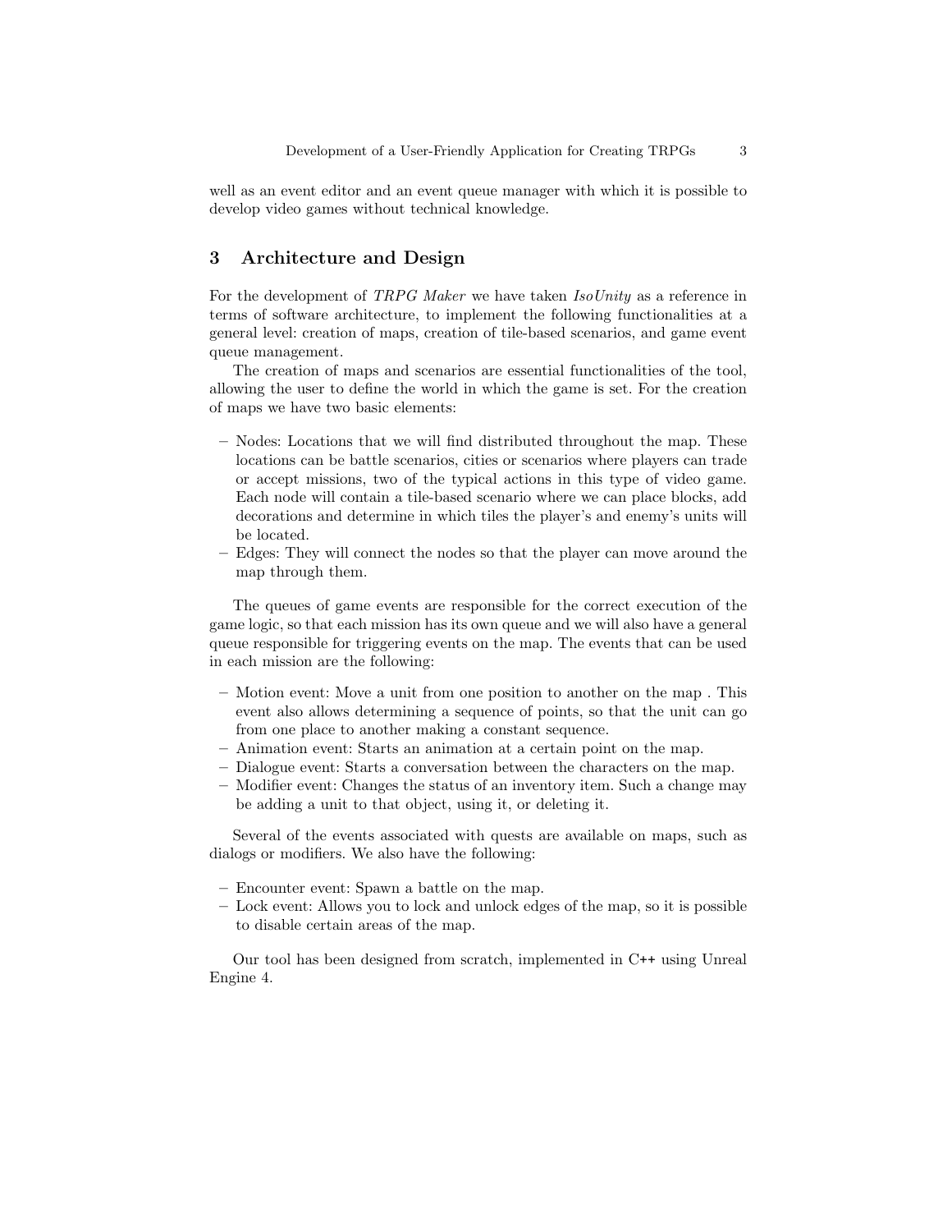well as an event editor and an event queue manager with which it is possible to develop video games without technical knowledge.

## 3 Architecture and Design

For the development of *TRPG Maker* we have taken *IsoUnity* as a reference in terms of software architecture, to implement the following functionalities at a general level: creation of maps, creation of tile-based scenarios, and game event queue management.

The creation of maps and scenarios are essential functionalities of the tool, allowing the user to define the world in which the game is set. For the creation of maps we have two basic elements:

- Nodes: Locations that we will find distributed throughout the map. These locations can be battle scenarios, cities or scenarios where players can trade or accept missions, two of the typical actions in this type of video game. Each node will contain a tile-based scenario where we can place blocks, add decorations and determine in which tiles the player's and enemy's units will be located.
- Edges: They will connect the nodes so that the player can move around the map through them.

The queues of game events are responsible for the correct execution of the game logic, so that each mission has its own queue and we will also have a general queue responsible for triggering events on the map. The events that can be used in each mission are the following:

- Motion event: Move a unit from one position to another on the map . This event also allows determining a sequence of points, so that the unit can go from one place to another making a constant sequence.
- Animation event: Starts an animation at a certain point on the map.
- Dialogue event: Starts a conversation between the characters on the map.
- Modifier event: Changes the status of an inventory item. Such a change may be adding a unit to that object, using it, or deleting it.

Several of the events associated with quests are available on maps, such as dialogs or modifiers. We also have the following:

- Encounter event: Spawn a battle on the map.
- Lock event: Allows you to lock and unlock edges of the map, so it is possible to disable certain areas of the map.

Our tool has been designed from scratch, implemented in C++ using Unreal Engine 4.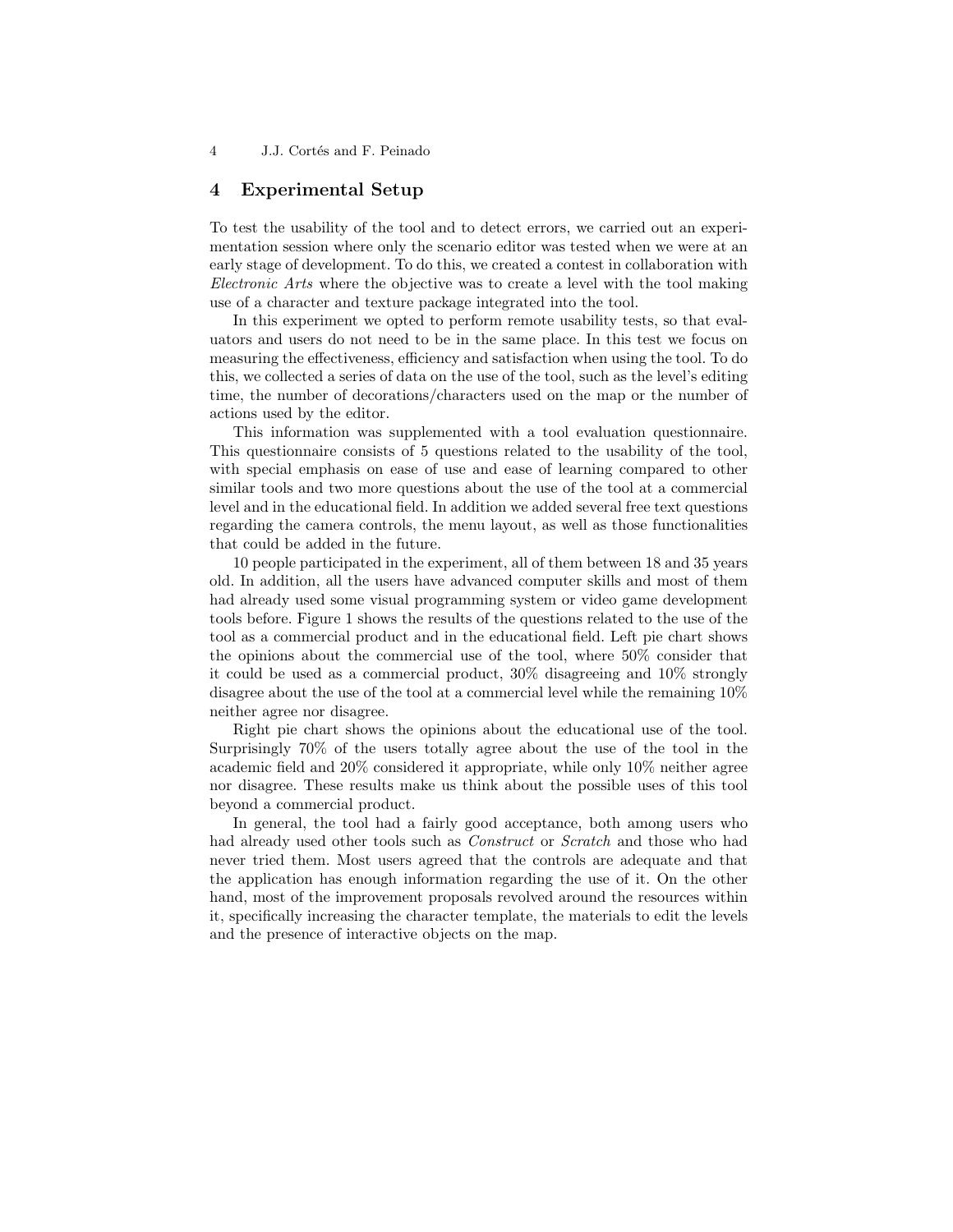## 4 Experimental Setup

To test the usability of the tool and to detect errors, we carried out an experimentation session where only the scenario editor was tested when we were at an early stage of development. To do this, we created a contest in collaboration with *Electronic Arts* where the objective was to create a level with the tool making use of a character and texture package integrated into the tool.

In this experiment we opted to perform remote usability tests, so that evaluators and users do not need to be in the same place. In this test we focus on measuring the effectiveness, efficiency and satisfaction when using the tool. To do this, we collected a series of data on the use of the tool, such as the level's editing time, the number of decorations/characters used on the map or the number of actions used by the editor.

This information was supplemented with a tool evaluation questionnaire. This questionnaire consists of 5 questions related to the usability of the tool, with special emphasis on ease of use and ease of learning compared to other similar tools and two more questions about the use of the tool at a commercial level and in the educational field. In addition we added several free text questions regarding the camera controls, the menu layout, as well as those functionalities that could be added in the future.

10 people participated in the experiment, all of them between 18 and 35 years old. In addition, all the users have advanced computer skills and most of them had already used some visual programming system or video game development tools before. Figure 1 shows the results of the questions related to the use of the tool as a commercial product and in the educational field. Left pie chart shows the opinions about the commercial use of the tool, where 50% consider that it could be used as a commercial product, 30% disagreeing and 10% strongly disagree about the use of the tool at a commercial level while the remaining 10% neither agree nor disagree.

Right pie chart shows the opinions about the educational use of the tool. Surprisingly 70% of the users totally agree about the use of the tool in the academic field and 20% considered it appropriate, while only 10% neither agree nor disagree. These results make us think about the possible uses of this tool beyond a commercial product.

In general, the tool had a fairly good acceptance, both among users who had already used other tools such as *Construct* or *Scratch* and those who had never tried them. Most users agreed that the controls are adequate and that the application has enough information regarding the use of it. On the other hand, most of the improvement proposals revolved around the resources within it, specifically increasing the character template, the materials to edit the levels and the presence of interactive objects on the map.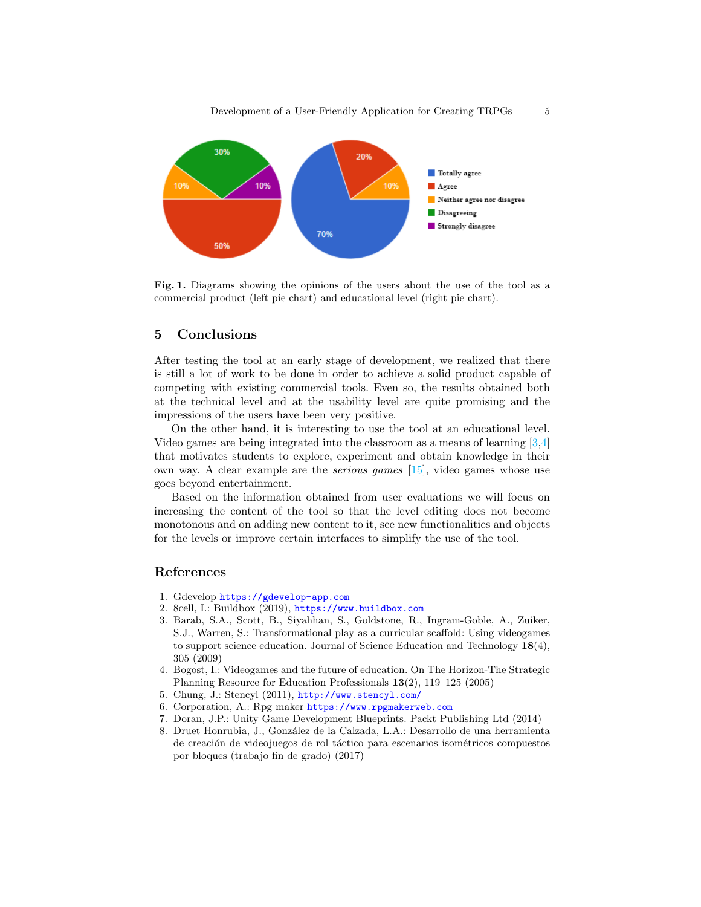Fig. 1. Diagrams showing the opinions of the users about the use of the tool as a commercial product (left pie chart) and educational level (right pie chart).

## 5 Conclusions

After testing the tool at an early stage of development, we realized that there is still a lot of work to be done in order to achieve a solid product capable of competing with existing commercial tools. Even so, the results obtained both at the technical level and at the usability level are quite promising and the impressions of the users have been very positive.

On the other hand, it is interesting to use the tool at an educational level. Video games are being integrated into the classroom as a means of learning [3,4] that motivates students to explore, experiment and obtain knowledge in their own way. A clear example are the *serious games* [15], video games whose use goes beyond entertainment.

Based on the information obtained from user evaluations we will focus on increasing the content of the tool so that the level editing does not become monotonous and on adding new content to it, see new functionalities and objects for the levels or improve certain interfaces to simplify the use of the tool.

## References

1. Gdevelop https://gdevelop-app.com
2. 8cell, I.: Buildbox (2019), https://www.buildbox.com
3. Barab, S.A., Scott, B., Siyahhan, S., Goldstone, R., Ingram-Goble, A., Zuiker, S.J., Warren, S.: Transformational play as a curricular scaffold: Using videogames to support science education. Journal of Science Education and Technology **18**(4), 305 (2009)
4. Bogost, I.: Videogames and the future of education. On The Horizon-The Strategic Planning Resource for Education Professionals **13**(2), 119–125 (2005)
5. Chung, J.: Stencyl (2011), http://www.stencyl.com/
6. Corporation, A.: Rpg maker https://www.rpgmakerweb.com
7. Doran, J.P.: Unity Game Development Blueprints. Packt Publishing Ltd (2014)
8. Druet Honrubia, J., González de la Calzada, L.A.: Desarrollo de una herramienta de creación de videojuegos de rol táctico para escenarios isométricos compuestos por bloques (trabajo fin de grado) (2017)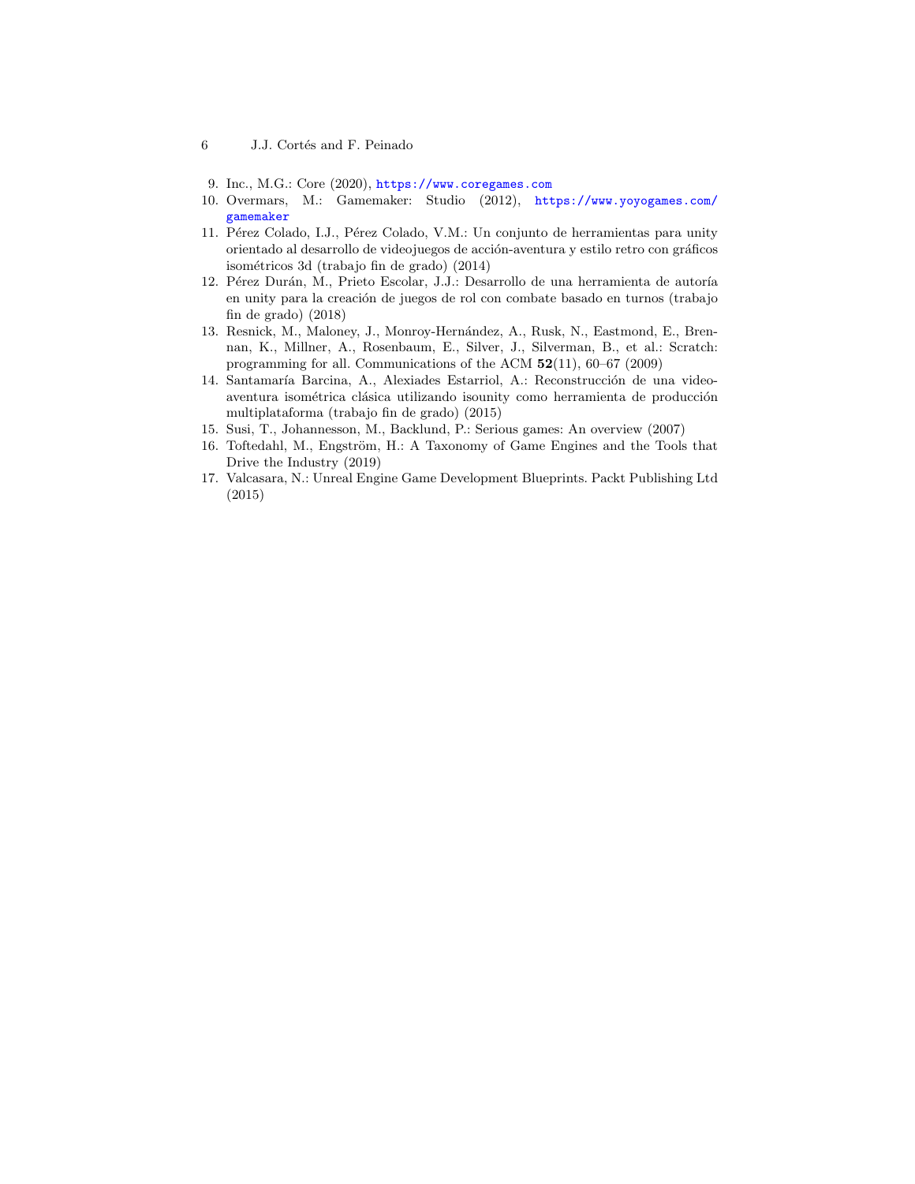9. Inc., M.G.: Core (2020), https://www.coregames.com
10. Overmars, M.: Gamemaker: Studio (2012), https://www.yoyogames.com/gamemaker
11. Pérez Colado, I.J., Pérez Colado, V.M.: Un conjunto de herramientas para unity orientado al desarrollo de videojuegos de acción-aventura y estilo retro con gráficos isométricos 3d (trabajo fin de grado) (2014)
12. Pérez Durán, M., Prieto Escolar, J.J.: Desarrollo de una herramienta de autoría en unity para la creación de juegos de rol con combate basado en turnos (trabajo fin de grado) (2018)
13. Resnick, M., Maloney, J., Monroy-Hernández, A., Rusk, N., Eastmond, E., Brennan, K., Millner, A., Rosenbaum, E., Silver, J., Silverman, B., et al.: Scratch: programming for all. Communications of the ACM **52**(11), 60–67 (2009)
14. Santamaría Barcina, A., Alexiades Estarriol, A.: Reconstrucción de una videoaventura isométrica clásica utilizando isounity como herramienta de producción multiplataforma (trabajo fin de grado) (2015)
15. Susi, T., Johannesson, M., Backlund, P.: Serious games: An overview (2007)
16. Toftedahl, M., Engström, H.: A Taxonomy of Game Engines and the Tools that Drive the Industry (2019)
17. Valcasara, N.: Unreal Engine Game Development Blueprints. Packt Publishing Ltd (2015)